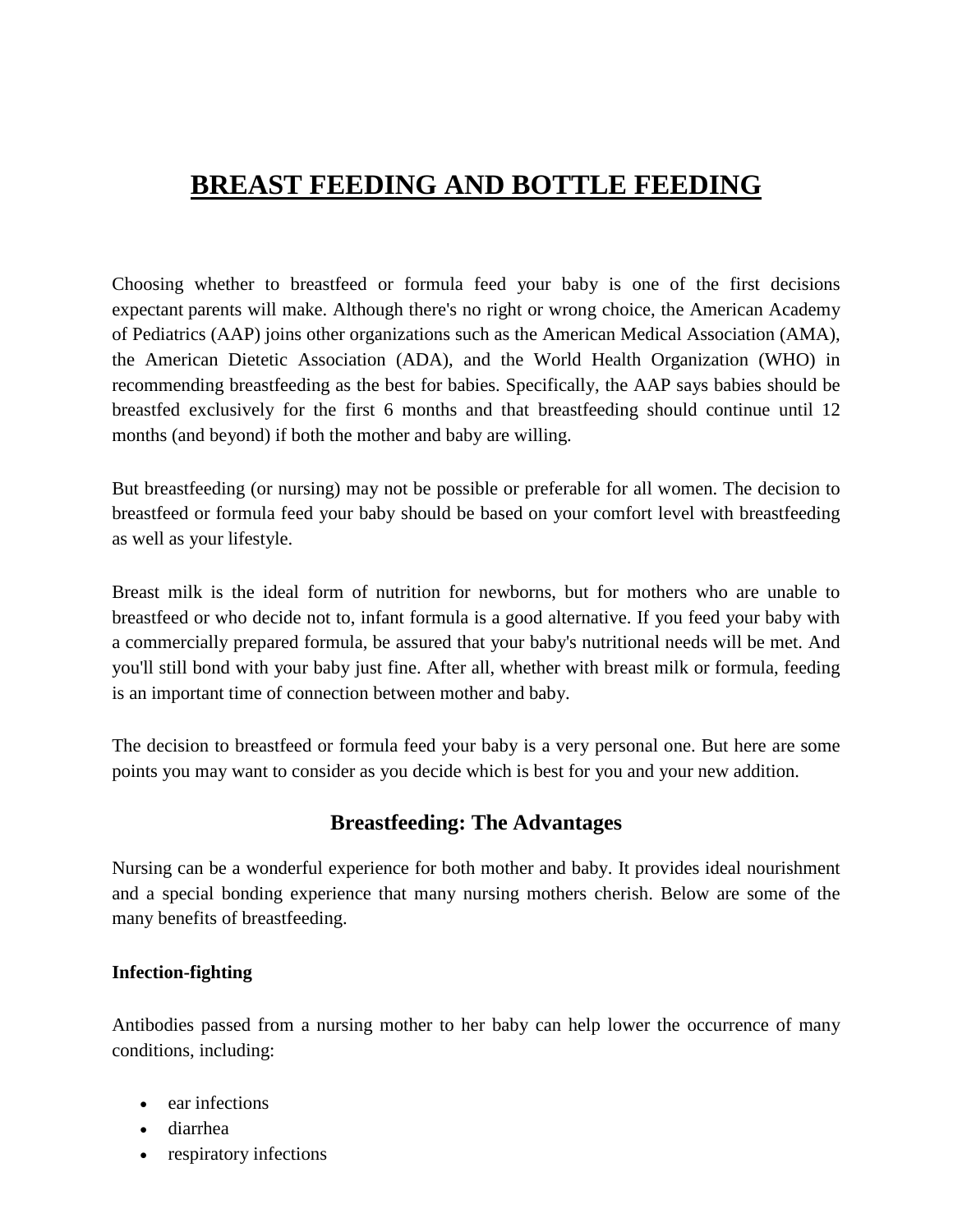# BREAST FEEDING AND BOTTLE FEEDING

Choosing whether to breastfeed or formula feed your baby is one of the first decisions expectant parents will make. Although there's no right or wrong choice, the American Academy of Pediatrics (AAP) joins other organizations such as the American Medical Association (AMA), the American Dietetic Association (ADA), and the World Health Organization (WHO) in recommending breastfeeding as the best for babies. Specifically, the AAP says babies should be breastfed exclusively for the first 6 months and that breastfeeding should continue until 12 months (and beyond) if both the mother and baby are willing.

But breastfeeding (or nursing) may not be possible or preferable for all women. The decision to breastfeed or formula feed your baby should be based on your comfort level with breastfeeding as well as your lifestyle.

Breast milk is the ideal form of nutrition for newborns, but for mothers who are unable to breastfeed or who decide not to, infant formula is a good alternative. If you feed your baby with a commercially prepared formula, be assured that your baby's nutritional needs will be met. And you'll still bond with your baby just fine. After all, whether with breast milk or formula, feeding is an important time of connection between mother and baby.

The decision to breastfeed or formula feed your baby is a very personal one. But here are some points you may want to consider as you decide which is best for you and your new addition.

## Breastfeeding: The Advantages

Nursing can be a wonderful experience for both mother and baby. It provides ideal nourishment and a special bonding experience that many nursing mothers cherish. Below are some of the many benefits of breastfeeding.

**Infection-fighting**

Antibodies passed from a nursing mother to her baby can help lower the occurrence of many conditions, including:

- ear infections
- diarrhea
- respiratory infections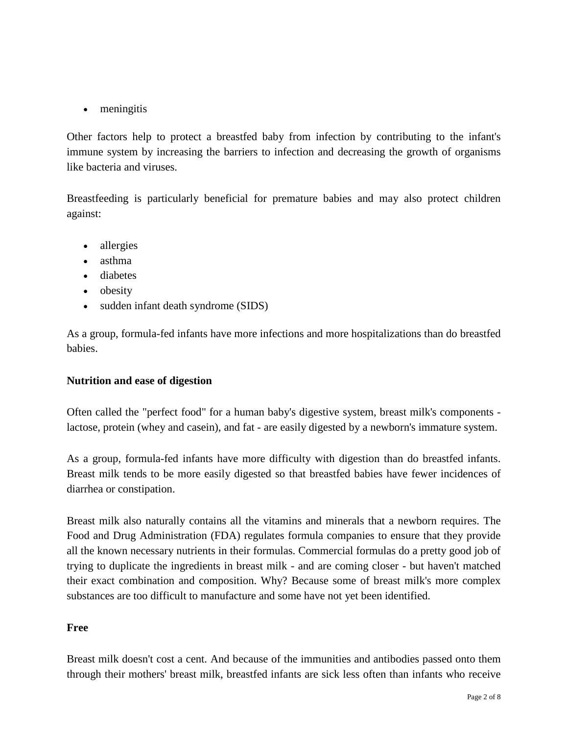- meningitis

Other factors help to protect a breastfed baby from infection by contributing to the infant's immune system by increasing the barriers to infection and decreasing the growth of organisms like bacteria and viruses.

Breastfeeding is particularly beneficial for premature babies and may also protect children against:

- allergies
- asthma
- diabetes
- obesity
- sudden infant death syndrome (SIDS)

As a group, formula-fed infants have more infections and more hospitalizations than do breastfed babies.

**Nutrition and ease of digestion**

Often called the "perfect food" for a human baby's digestive system, breast milk's components - lactose, protein (whey and casein), and fat - are easily digested by a newborn's immature system.

As a group, formula-fed infants have more difficulty with digestion than do breastfed infants. Breast milk tends to be more easily digested so that breastfed babies have fewer incidences of diarrhea or constipation.

Breast milk also naturally contains all the vitamins and minerals that a newborn requires. The Food and Drug Administration (FDA) regulates formula companies to ensure that they provide all the known necessary nutrients in their formulas. Commercial formulas do a pretty good job of trying to duplicate the ingredients in breast milk - and are coming closer - but haven't matched their exact combination and composition. Why? Because some of breast milk's more complex substances are too difficult to manufacture and some have not yet been identified.

**Free**

Breast milk doesn't cost a cent. And because of the immunities and antibodies passed onto them through their mothers' breast milk, breastfed infants are sick less often than infants who receive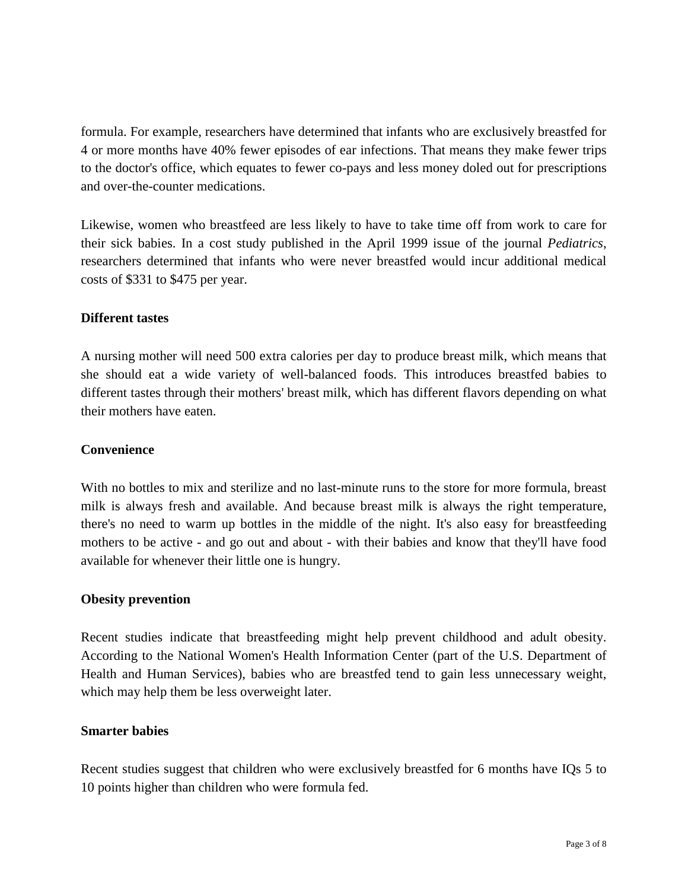formula. For example, researchers have determined that infants who are exclusively breastfed for 4 or more months have 40% fewer episodes of ear infections. That means they make fewer trips to the doctor's office, which equates to fewer co-pays and less money doled out for prescriptions and over-the-counter medications.

Likewise, women who breastfeed are less likely to have to take time off from work to care for their sick babies. In a cost study published in the April 1999 issue of the journal *Pediatrics*, researchers determined that infants who were never breastfed would incur additional medical costs of $331 to $475 per year.

**Different tastes**

A nursing mother will need 500 extra calories per day to produce breast milk, which means that she should eat a wide variety of well-balanced foods. This introduces breastfed babies to different tastes through their mothers' breast milk, which has different flavors depending on what their mothers have eaten.

**Convenience**

With no bottles to mix and sterilize and no last-minute runs to the store for more formula, breast milk is always fresh and available. And because breast milk is always the right temperature, there's no need to warm up bottles in the middle of the night. It's also easy for breastfeeding mothers to be active - and go out and about - with their babies and know that they'll have food available for whenever their little one is hungry.

**Obesity prevention**

Recent studies indicate that breastfeeding might help prevent childhood and adult obesity. According to the National Women's Health Information Center (part of the U.S. Department of Health and Human Services), babies who are breastfed tend to gain less unnecessary weight, which may help them be less overweight later.

**Smarter babies**

Recent studies suggest that children who were exclusively breastfed for 6 months have IQs 5 to 10 points higher than children who were formula fed.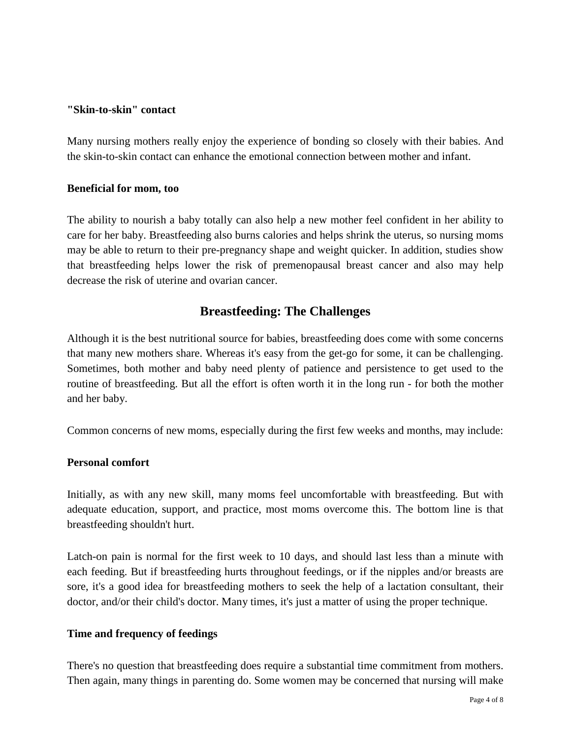**"Skin-to-skin" contact**

Many nursing mothers really enjoy the experience of bonding so closely with their babies. And the skin-to-skin contact can enhance the emotional connection between mother and infant.

**Beneficial for mom, too**

The ability to nourish a baby totally can also help a new mother feel confident in her ability to care for her baby. Breastfeeding also burns calories and helps shrink the uterus, so nursing moms may be able to return to their pre-pregnancy shape and weight quicker. In addition, studies show that breastfeeding helps lower the risk of premenopausal breast cancer and also may help decrease the risk of uterine and ovarian cancer.

## Breastfeeding: The Challenges

Although it is the best nutritional source for babies, breastfeeding does come with some concerns that many new mothers share. Whereas it's easy from the get-go for some, it can be challenging. Sometimes, both mother and baby need plenty of patience and persistence to get used to the routine of breastfeeding. But all the effort is often worth it in the long run - for both the mother and her baby.

Common concerns of new moms, especially during the first few weeks and months, may include:

**Personal comfort**

Initially, as with any new skill, many moms feel uncomfortable with breastfeeding. But with adequate education, support, and practice, most moms overcome this. The bottom line is that breastfeeding shouldn't hurt.

Latch-on pain is normal for the first week to 10 days, and should last less than a minute with each feeding. But if breastfeeding hurts throughout feedings, or if the nipples and/or breasts are sore, it's a good idea for breastfeeding mothers to seek the help of a lactation consultant, their doctor, and/or their child's doctor. Many times, it's just a matter of using the proper technique.

**Time and frequency of feedings**

There's no question that breastfeeding does require a substantial time commitment from mothers. Then again, many things in parenting do. Some women may be concerned that nursing will make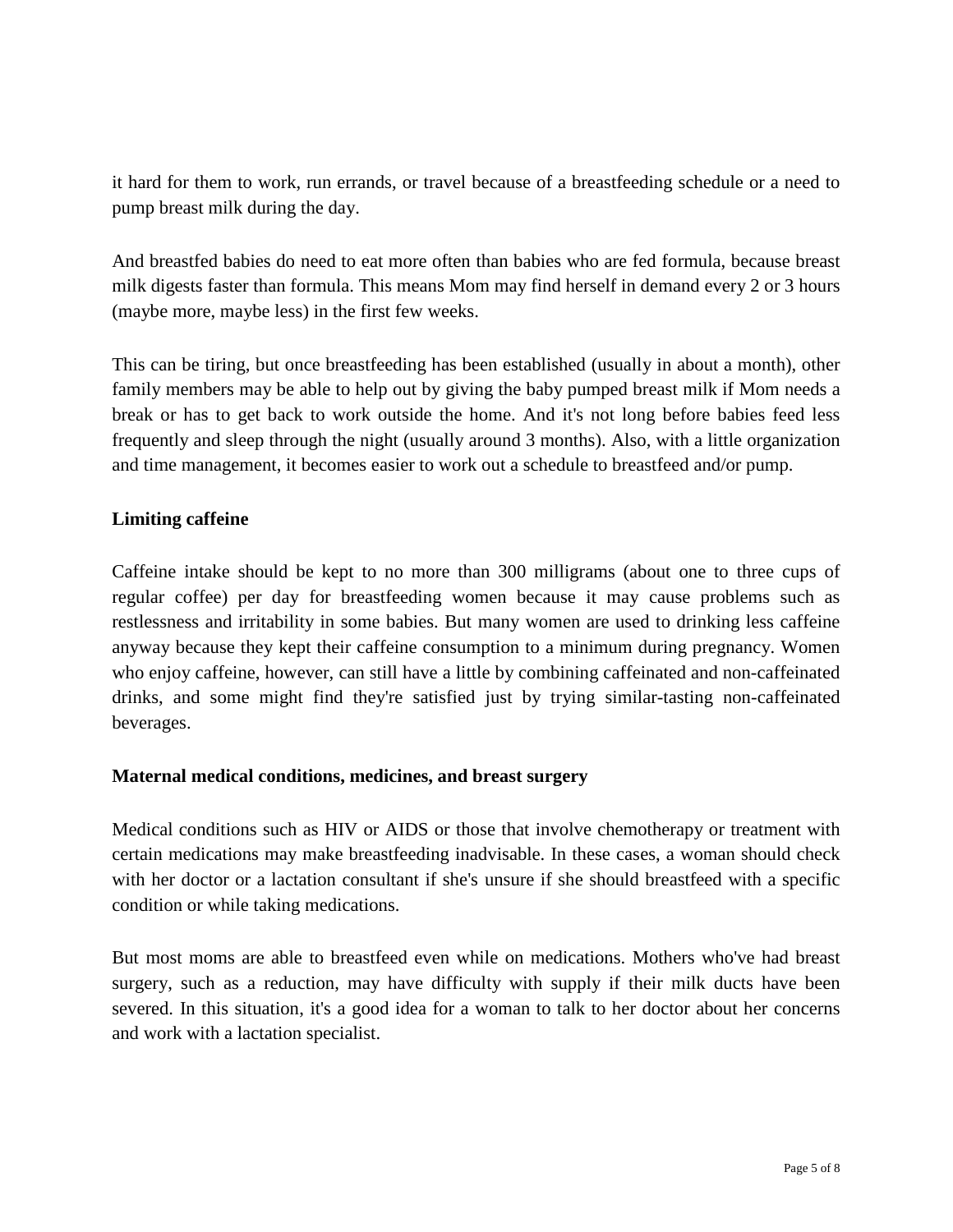it hard for them to work, run errands, or travel because of a breastfeeding schedule or a need to pump breast milk during the day.

And breastfed babies do need to eat more often than babies who are fed formula, because breast milk digests faster than formula. This means Mom may find herself in demand every 2 or 3 hours (maybe more, maybe less) in the first few weeks.

This can be tiring, but once breastfeeding has been established (usually in about a month), other family members may be able to help out by giving the baby pumped breast milk if Mom needs a break or has to get back to work outside the home. And it's not long before babies feed less frequently and sleep through the night (usually around 3 months). Also, with a little organization and time management, it becomes easier to work out a schedule to breastfeed and/or pump.

**Limiting caffeine**

Caffeine intake should be kept to no more than 300 milligrams (about one to three cups of regular coffee) per day for breastfeeding women because it may cause problems such as restlessness and irritability in some babies. But many women are used to drinking less caffeine anyway because they kept their caffeine consumption to a minimum during pregnancy. Women who enjoy caffeine, however, can still have a little by combining caffeinated and non-caffeinated drinks, and some might find they're satisfied just by trying similar-tasting non-caffeinated beverages.

**Maternal medical conditions, medicines, and breast surgery**

Medical conditions such as HIV or AIDS or those that involve chemotherapy or treatment with certain medications may make breastfeeding inadvisable. In these cases, a woman should check with her doctor or a lactation consultant if she's unsure if she should breastfeed with a specific condition or while taking medications.

But most moms are able to breastfeed even while on medications. Mothers who've had breast surgery, such as a reduction, may have difficulty with supply if their milk ducts have been severed. In this situation, it's a good idea for a woman to talk to her doctor about her concerns and work with a lactation specialist.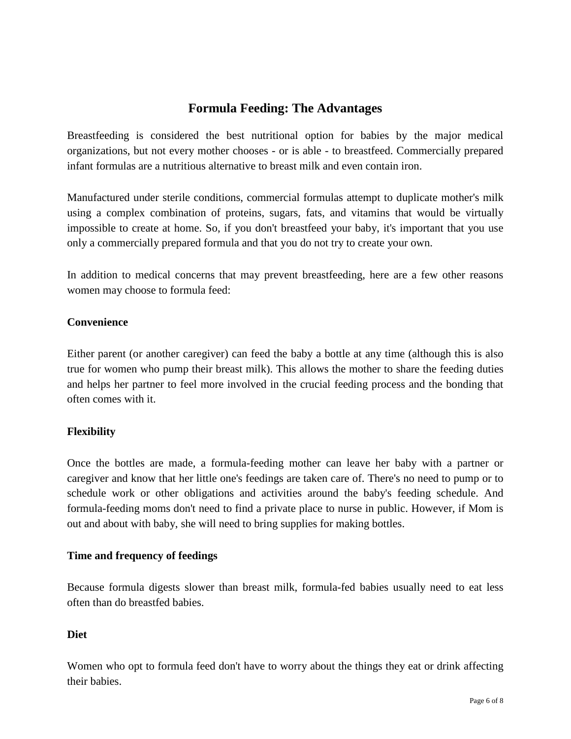# Formula Feeding: The Advantages

Breastfeeding is considered the best nutritional option for babies by the major medical organizations, but not every mother chooses - or is able - to breastfeed. Commercially prepared infant formulas are a nutritious alternative to breast milk and even contain iron.

Manufactured under sterile conditions, commercial formulas attempt to duplicate mother's milk using a complex combination of proteins, sugars, fats, and vitamins that would be virtually impossible to create at home. So, if you don't breastfeed your baby, it's important that you use only a commercially prepared formula and that you do not try to create your own.

In addition to medical concerns that may prevent breastfeeding, here are a few other reasons women may choose to formula feed:

**Convenience**

Either parent (or another caregiver) can feed the baby a bottle at any time (although this is also true for women who pump their breast milk). This allows the mother to share the feeding duties and helps her partner to feel more involved in the crucial feeding process and the bonding that often comes with it.

**Flexibility**

Once the bottles are made, a formula-feeding mother can leave her baby with a partner or caregiver and know that her little one's feedings are taken care of. There's no need to pump or to schedule work or other obligations and activities around the baby's feeding schedule. And formula-feeding moms don't need to find a private place to nurse in public. However, if Mom is out and about with baby, she will need to bring supplies for making bottles.

**Time and frequency of feedings**

Because formula digests slower than breast milk, formula-fed babies usually need to eat less often than do breastfed babies.

**Diet**

Women who opt to formula feed don't have to worry about the things they eat or drink affecting their babies.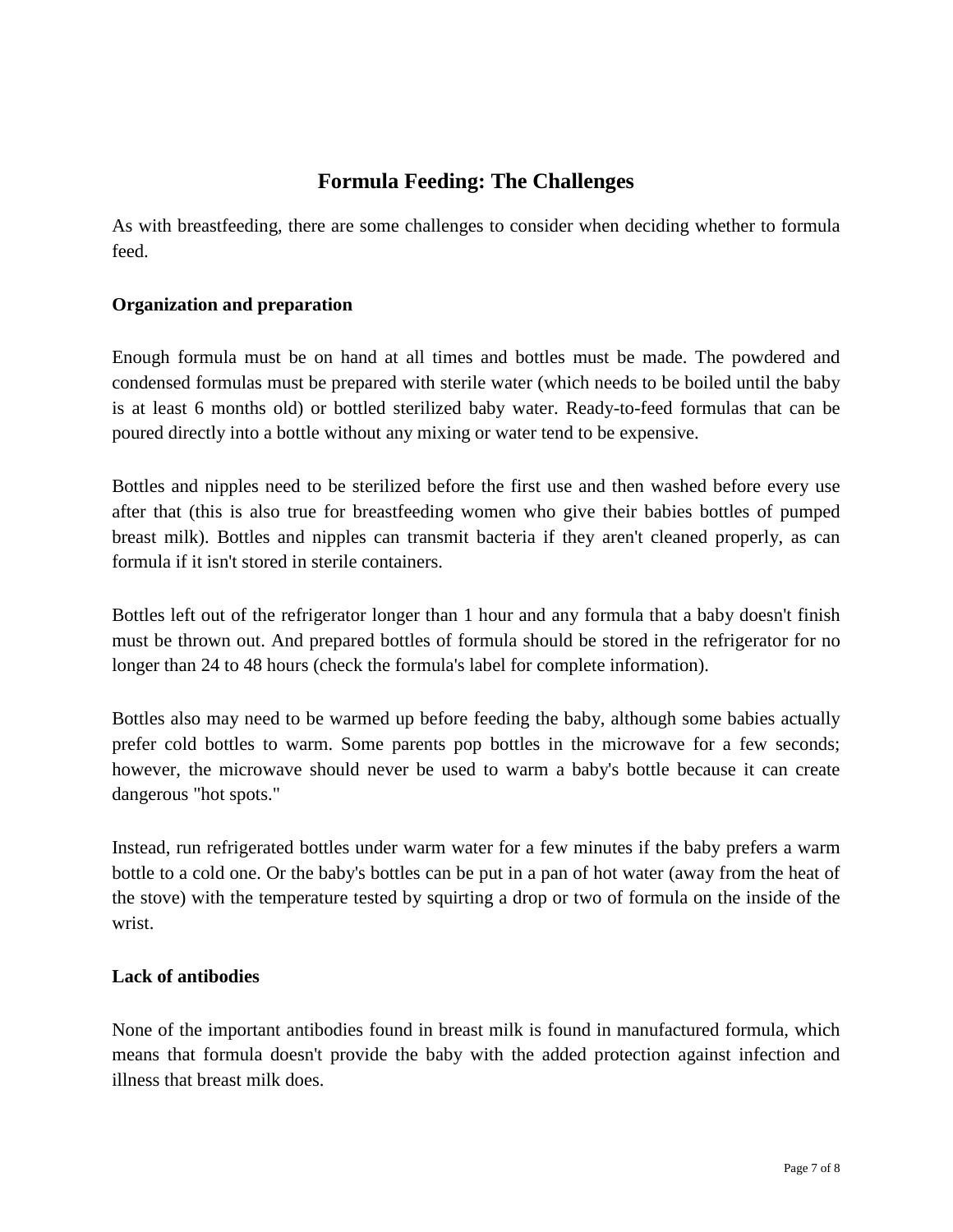# Formula Feeding: The Challenges

As with breastfeeding, there are some challenges to consider when deciding whether to formula feed.

**Organization and preparation**

Enough formula must be on hand at all times and bottles must be made. The powdered and condensed formulas must be prepared with sterile water (which needs to be boiled until the baby is at least 6 months old) or bottled sterilized baby water. Ready-to-feed formulas that can be poured directly into a bottle without any mixing or water tend to be expensive.

Bottles and nipples need to be sterilized before the first use and then washed before every use after that (this is also true for breastfeeding women who give their babies bottles of pumped breast milk). Bottles and nipples can transmit bacteria if they aren't cleaned properly, as can formula if it isn't stored in sterile containers.

Bottles left out of the refrigerator longer than 1 hour and any formula that a baby doesn't finish must be thrown out. And prepared bottles of formula should be stored in the refrigerator for no longer than 24 to 48 hours (check the formula's label for complete information).

Bottles also may need to be warmed up before feeding the baby, although some babies actually prefer cold bottles to warm. Some parents pop bottles in the microwave for a few seconds; however, the microwave should never be used to warm a baby's bottle because it can create dangerous "hot spots."

Instead, run refrigerated bottles under warm water for a few minutes if the baby prefers a warm bottle to a cold one. Or the baby's bottles can be put in a pan of hot water (away from the heat of the stove) with the temperature tested by squirting a drop or two of formula on the inside of the wrist.

**Lack of antibodies**

None of the important antibodies found in breast milk is found in manufactured formula, which means that formula doesn't provide the baby with the added protection against infection and illness that breast milk does.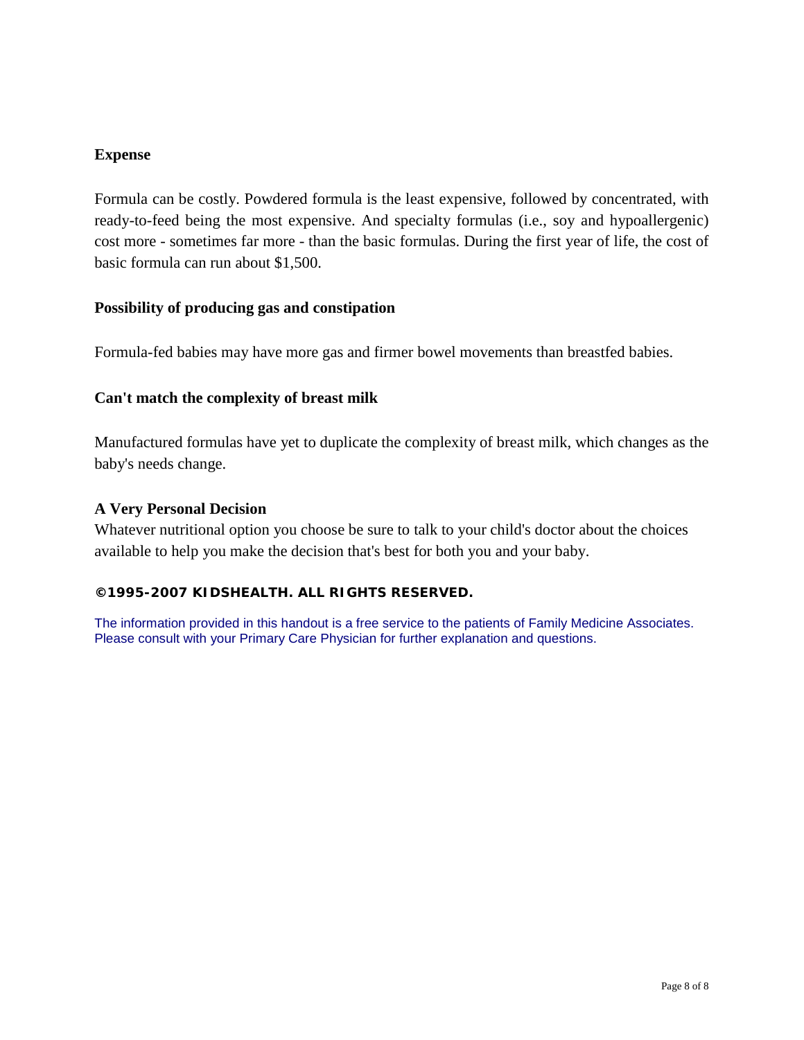**Expense**

Formula can be costly. Powdered formula is the least expensive, followed by concentrated, with ready-to-feed being the most expensive. And specialty formulas (i.e., soy and hypoallergenic) cost more - sometimes far more - than the basic formulas. During the first year of life, the cost of basic formula can run about $1,500.

**Possibility of producing gas and constipation**

Formula-fed babies may have more gas and firmer bowel movements than breastfed babies.

**Can't match the complexity of breast milk**

Manufactured formulas have yet to duplicate the complexity of breast milk, which changes as the baby's needs change.

**A Very Personal Decision**

Whatever nutritional option you choose be sure to talk to your child's doctor about the choices available to help you make the decision that's best for both you and your baby.

**©1995-2007 KIDSHEALTH. ALL RIGHTS RESERVED.**

The information provided in this handout is a free service to the patients of Family Medicine Associates. Please consult with your Primary Care Physician for further explanation and questions.